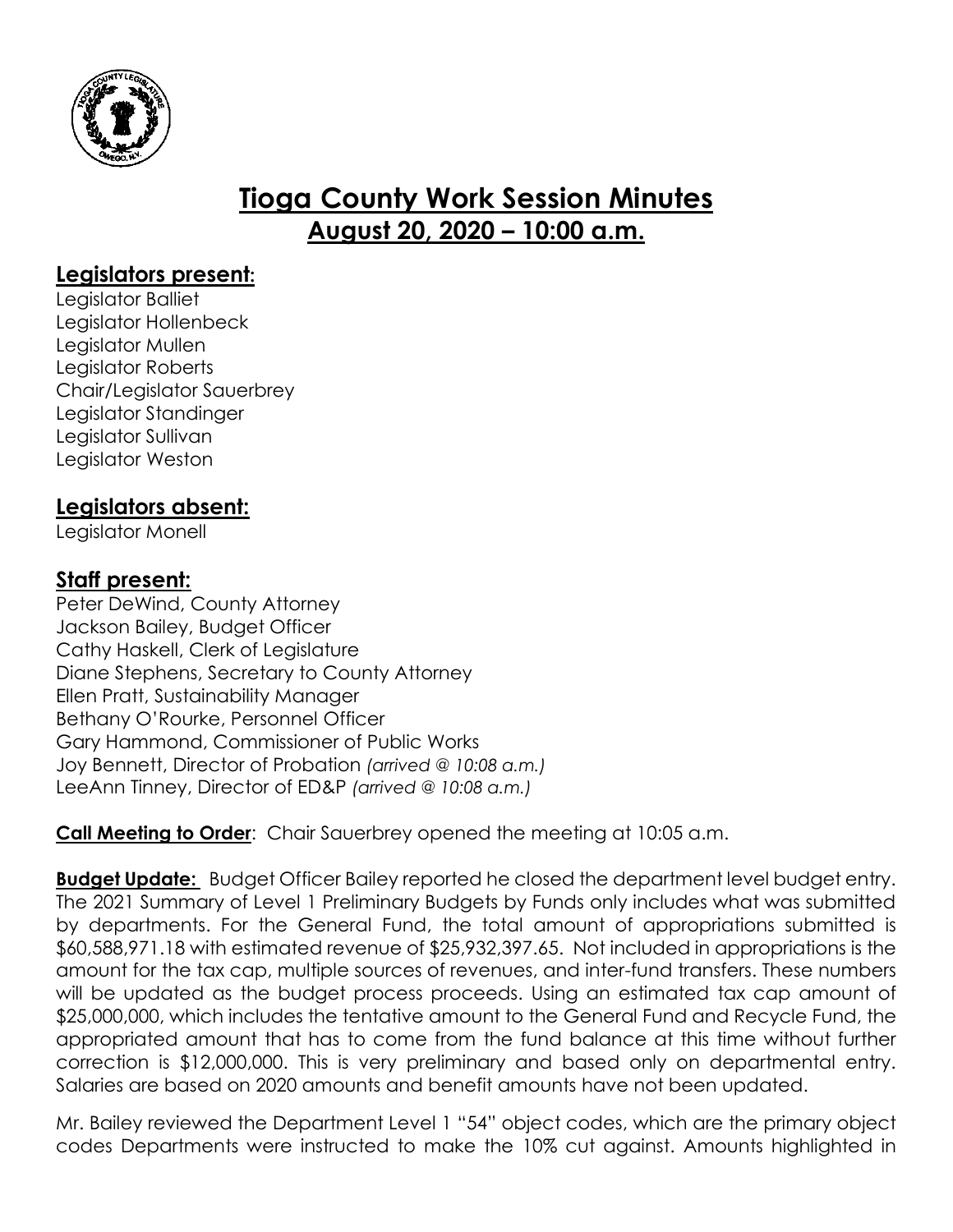# Tioga County Work Session Minutes

## August 20, 2020 – 10:00 a.m.

### Legislators present:

Legislator Balliet
Legislator Hollenbeck
Legislator Mullen
Legislator Roberts
Chair/Legislator Sauerbrey
Legislator Standinger
Legislator Sullivan
Legislator Weston

### Legislators absent:

Legislator Monell

### Staff present:

Peter DeWind, County Attorney
Jackson Bailey, Budget Officer
Cathy Haskell, Clerk of Legislature
Diane Stephens, Secretary to County Attorney
Ellen Pratt, Sustainability Manager
Bethany O'Rourke, Personnel Officer
Gary Hammond, Commissioner of Public Works
Joy Bennett, Director of Probation *(arrived @ 10:08 a.m.)*
LeeAnn Tinney, Director of ED&P *(arrived @ 10:08 a.m.)*

**Call Meeting to Order**: Chair Sauerbrey opened the meeting at 10:05 a.m.

**Budget Update:** Budget Officer Bailey reported he closed the department level budget entry. The 2021 Summary of Level 1 Preliminary Budgets by Funds only includes what was submitted by departments. For the General Fund, the total amount of appropriations submitted is $60,588,971.18 with estimated revenue of $25,932,397.65. Not included in appropriations is the amount for the tax cap, multiple sources of revenues, and inter-fund transfers. These numbers will be updated as the budget process proceeds. Using an estimated tax cap amount of $25,000,000, which includes the tentative amount to the General Fund and Recycle Fund, the appropriated amount that has to come from the fund balance at this time without further correction is $12,000,000. This is very preliminary and based only on departmental entry. Salaries are based on 2020 amounts and benefit amounts have not been updated.

Mr. Bailey reviewed the Department Level 1 "54" object codes, which are the primary object codes Departments were instructed to make the 10% cut against. Amounts highlighted in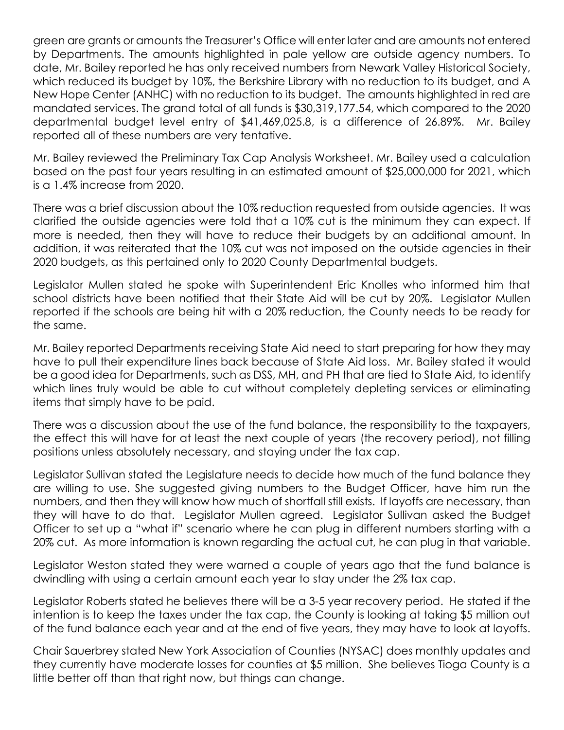green are grants or amounts the Treasurer's Office will enter later and are amounts not entered by Departments. The amounts highlighted in pale yellow are outside agency numbers. To date, Mr. Bailey reported he has only received numbers from Newark Valley Historical Society, which reduced its budget by 10%, the Berkshire Library with no reduction to its budget, and A New Hope Center (ANHC) with no reduction to its budget. The amounts highlighted in red are mandated services. The grand total of all funds is $30,319,177.54, which compared to the 2020 departmental budget level entry of $41,469,025.8, is a difference of 26.89%. Mr. Bailey reported all of these numbers are very tentative.

Mr. Bailey reviewed the Preliminary Tax Cap Analysis Worksheet. Mr. Bailey used a calculation based on the past four years resulting in an estimated amount of $25,000,000 for 2021, which is a 1.4% increase from 2020.

There was a brief discussion about the 10% reduction requested from outside agencies. It was clarified the outside agencies were told that a 10% cut is the minimum they can expect. If more is needed, then they will have to reduce their budgets by an additional amount. In addition, it was reiterated that the 10% cut was not imposed on the outside agencies in their 2020 budgets, as this pertained only to 2020 County Departmental budgets.

Legislator Mullen stated he spoke with Superintendent Eric Knolles who informed him that school districts have been notified that their State Aid will be cut by 20%. Legislator Mullen reported if the schools are being hit with a 20% reduction, the County needs to be ready for the same.

Mr. Bailey reported Departments receiving State Aid need to start preparing for how they may have to pull their expenditure lines back because of State Aid loss. Mr. Bailey stated it would be a good idea for Departments, such as DSS, MH, and PH that are tied to State Aid, to identify which lines truly would be able to cut without completely depleting services or eliminating items that simply have to be paid.

There was a discussion about the use of the fund balance, the responsibility to the taxpayers, the effect this will have for at least the next couple of years (the recovery period), not filling positions unless absolutely necessary, and staying under the tax cap.

Legislator Sullivan stated the Legislature needs to decide how much of the fund balance they are willing to use. She suggested giving numbers to the Budget Officer, have him run the numbers, and then they will know how much of shortfall still exists. If layoffs are necessary, than they will have to do that. Legislator Mullen agreed. Legislator Sullivan asked the Budget Officer to set up a "what if" scenario where he can plug in different numbers starting with a 20% cut. As more information is known regarding the actual cut, he can plug in that variable.

Legislator Weston stated they were warned a couple of years ago that the fund balance is dwindling with using a certain amount each year to stay under the 2% tax cap.

Legislator Roberts stated he believes there will be a 3-5 year recovery period. He stated if the intention is to keep the taxes under the tax cap, the County is looking at taking $5 million out of the fund balance each year and at the end of five years, they may have to look at layoffs.

Chair Sauerbrey stated New York Association of Counties (NYSAC) does monthly updates and they currently have moderate losses for counties at $5 million. She believes Tioga County is a little better off than that right now, but things can change.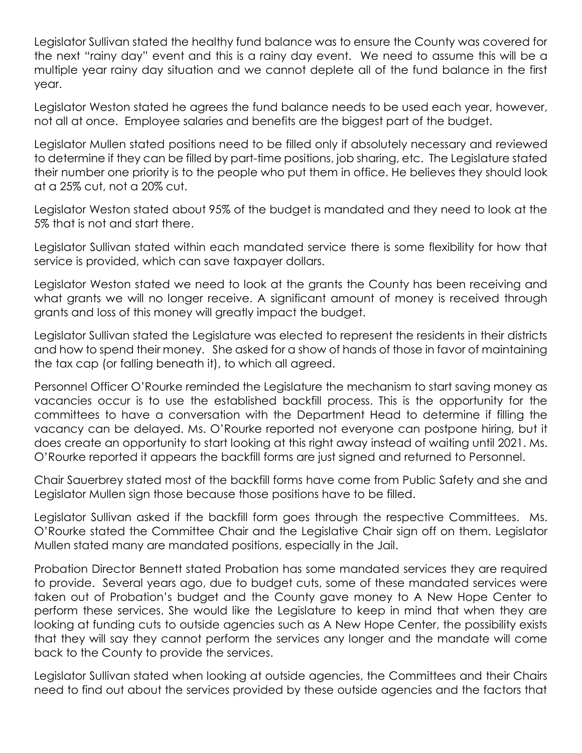Legislator Sullivan stated the healthy fund balance was to ensure the County was covered for the next "rainy day" event and this is a rainy day event. We need to assume this will be a multiple year rainy day situation and we cannot deplete all of the fund balance in the first year.

Legislator Weston stated he agrees the fund balance needs to be used each year, however, not all at once. Employee salaries and benefits are the biggest part of the budget.

Legislator Mullen stated positions need to be filled only if absolutely necessary and reviewed to determine if they can be filled by part-time positions, job sharing, etc. The Legislature stated their number one priority is to the people who put them in office. He believes they should look at a 25% cut, not a 20% cut.

Legislator Weston stated about 95% of the budget is mandated and they need to look at the 5% that is not and start there.

Legislator Sullivan stated within each mandated service there is some flexibility for how that service is provided, which can save taxpayer dollars.

Legislator Weston stated we need to look at the grants the County has been receiving and what grants we will no longer receive. A significant amount of money is received through grants and loss of this money will greatly impact the budget.

Legislator Sullivan stated the Legislature was elected to represent the residents in their districts and how to spend their money. She asked for a show of hands of those in favor of maintaining the tax cap (or falling beneath it), to which all agreed.

Personnel Officer O'Rourke reminded the Legislature the mechanism to start saving money as vacancies occur is to use the established backfill process. This is the opportunity for the committees to have a conversation with the Department Head to determine if filling the vacancy can be delayed. Ms. O'Rourke reported not everyone can postpone hiring, but it does create an opportunity to start looking at this right away instead of waiting until 2021. Ms. O'Rourke reported it appears the backfill forms are just signed and returned to Personnel.

Chair Sauerbrey stated most of the backfill forms have come from Public Safety and she and Legislator Mullen sign those because those positions have to be filled.

Legislator Sullivan asked if the backfill form goes through the respective Committees. Ms. O'Rourke stated the Committee Chair and the Legislative Chair sign off on them. Legislator Mullen stated many are mandated positions, especially in the Jail.

Probation Director Bennett stated Probation has some mandated services they are required to provide. Several years ago, due to budget cuts, some of these mandated services were taken out of Probation's budget and the County gave money to A New Hope Center to perform these services. She would like the Legislature to keep in mind that when they are looking at funding cuts to outside agencies such as A New Hope Center, the possibility exists that they will say they cannot perform the services any longer and the mandate will come back to the County to provide the services.

Legislator Sullivan stated when looking at outside agencies, the Committees and their Chairs need to find out about the services provided by these outside agencies and the factors that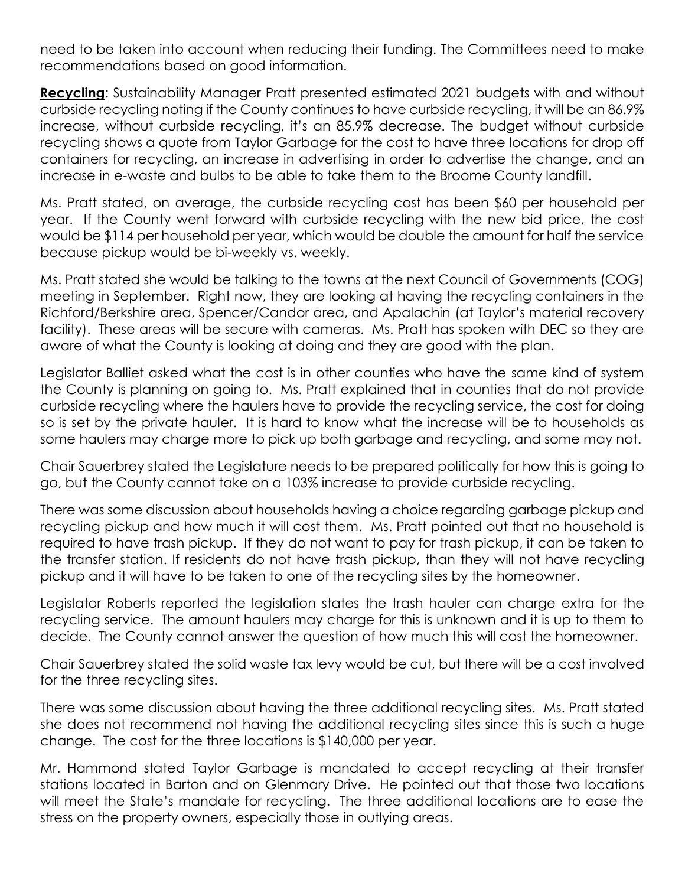need to be taken into account when reducing their funding. The Committees need to make recommendations based on good information.

**Recycling**: Sustainability Manager Pratt presented estimated 2021 budgets with and without curbside recycling noting if the County continues to have curbside recycling, it will be an 86.9% increase, without curbside recycling, it's an 85.9% decrease. The budget without curbside recycling shows a quote from Taylor Garbage for the cost to have three locations for drop off containers for recycling, an increase in advertising in order to advertise the change, and an increase in e-waste and bulbs to be able to take them to the Broome County landfill.

Ms. Pratt stated, on average, the curbside recycling cost has been $60 per household per year. If the County went forward with curbside recycling with the new bid price, the cost would be $114 per household per year, which would be double the amount for half the service because pickup would be bi-weekly vs. weekly.

Ms. Pratt stated she would be talking to the towns at the next Council of Governments (COG) meeting in September. Right now, they are looking at having the recycling containers in the Richford/Berkshire area, Spencer/Candor area, and Apalachin (at Taylor's material recovery facility). These areas will be secure with cameras. Ms. Pratt has spoken with DEC so they are aware of what the County is looking at doing and they are good with the plan.

Legislator Balliet asked what the cost is in other counties who have the same kind of system the County is planning on going to. Ms. Pratt explained that in counties that do not provide curbside recycling where the haulers have to provide the recycling service, the cost for doing so is set by the private hauler. It is hard to know what the increase will be to households as some haulers may charge more to pick up both garbage and recycling, and some may not.

Chair Sauerbrey stated the Legislature needs to be prepared politically for how this is going to go, but the County cannot take on a 103% increase to provide curbside recycling.

There was some discussion about households having a choice regarding garbage pickup and recycling pickup and how much it will cost them. Ms. Pratt pointed out that no household is required to have trash pickup. If they do not want to pay for trash pickup, it can be taken to the transfer station. If residents do not have trash pickup, than they will not have recycling pickup and it will have to be taken to one of the recycling sites by the homeowner.

Legislator Roberts reported the legislation states the trash hauler can charge extra for the recycling service. The amount haulers may charge for this is unknown and it is up to them to decide. The County cannot answer the question of how much this will cost the homeowner.

Chair Sauerbrey stated the solid waste tax levy would be cut, but there will be a cost involved for the three recycling sites.

There was some discussion about having the three additional recycling sites. Ms. Pratt stated she does not recommend not having the additional recycling sites since this is such a huge change. The cost for the three locations is $140,000 per year.

Mr. Hammond stated Taylor Garbage is mandated to accept recycling at their transfer stations located in Barton and on Glenmary Drive. He pointed out that those two locations will meet the State's mandate for recycling. The three additional locations are to ease the stress on the property owners, especially those in outlying areas.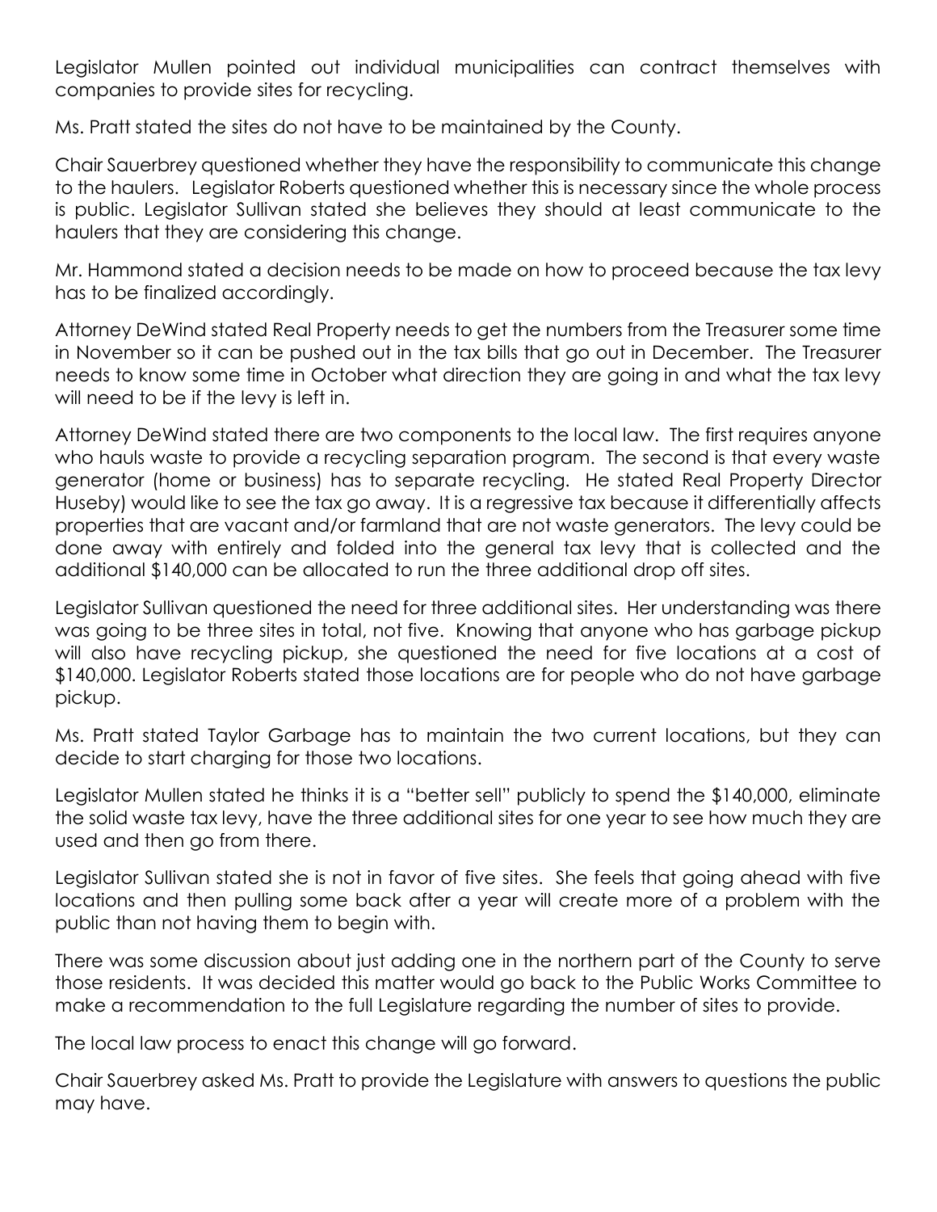Legislator Mullen pointed out individual municipalities can contract themselves with companies to provide sites for recycling.

Ms. Pratt stated the sites do not have to be maintained by the County.

Chair Sauerbrey questioned whether they have the responsibility to communicate this change to the haulers. Legislator Roberts questioned whether this is necessary since the whole process is public. Legislator Sullivan stated she believes they should at least communicate to the haulers that they are considering this change.

Mr. Hammond stated a decision needs to be made on how to proceed because the tax levy has to be finalized accordingly.

Attorney DeWind stated Real Property needs to get the numbers from the Treasurer some time in November so it can be pushed out in the tax bills that go out in December. The Treasurer needs to know some time in October what direction they are going in and what the tax levy will need to be if the levy is left in.

Attorney DeWind stated there are two components to the local law. The first requires anyone who hauls waste to provide a recycling separation program. The second is that every waste generator (home or business) has to separate recycling. He stated Real Property Director Huseby) would like to see the tax go away. It is a regressive tax because it differentially affects properties that are vacant and/or farmland that are not waste generators. The levy could be done away with entirely and folded into the general tax levy that is collected and the additional $140,000 can be allocated to run the three additional drop off sites.

Legislator Sullivan questioned the need for three additional sites. Her understanding was there was going to be three sites in total, not five. Knowing that anyone who has garbage pickup will also have recycling pickup, she questioned the need for five locations at a cost of $140,000. Legislator Roberts stated those locations are for people who do not have garbage pickup.

Ms. Pratt stated Taylor Garbage has to maintain the two current locations, but they can decide to start charging for those two locations.

Legislator Mullen stated he thinks it is a "better sell" publicly to spend the $140,000, eliminate the solid waste tax levy, have the three additional sites for one year to see how much they are used and then go from there.

Legislator Sullivan stated she is not in favor of five sites. She feels that going ahead with five locations and then pulling some back after a year will create more of a problem with the public than not having them to begin with.

There was some discussion about just adding one in the northern part of the County to serve those residents. It was decided this matter would go back to the Public Works Committee to make a recommendation to the full Legislature regarding the number of sites to provide.

The local law process to enact this change will go forward.

Chair Sauerbrey asked Ms. Pratt to provide the Legislature with answers to questions the public may have.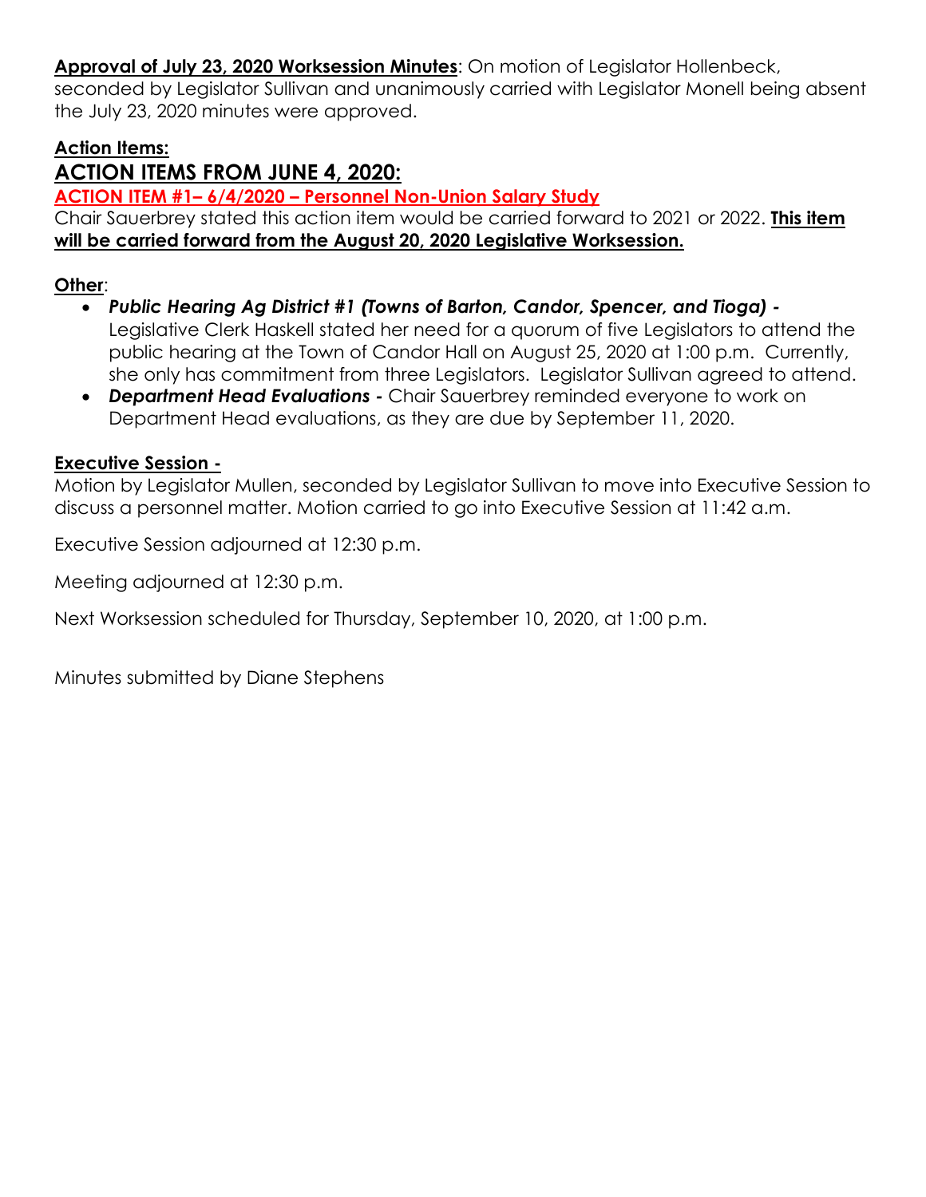**Approval of July 23, 2020 Worksession Minutes**: On motion of Legislator Hollenbeck, seconded by Legislator Sullivan and unanimously carried with Legislator Monell being absent the July 23, 2020 minutes were approved.

**Action Items:**

## ACTION ITEMS FROM JUNE 4, 2020:

**ACTION ITEM #1– 6/4/2020 – Personnel Non-Union Salary Study**

Chair Sauerbrey stated this action item would be carried forward to 2021 or 2022. **This item will be carried forward from the August 20, 2020 Legislative Worksession.**

**Other**:

- ***Public Hearing Ag District #1 (Towns of Barton, Candor, Spencer, and Tioga) -*** Legislative Clerk Haskell stated her need for a quorum of five Legislators to attend the public hearing at the Town of Candor Hall on August 25, 2020 at 1:00 p.m. Currently, she only has commitment from three Legislators. Legislator Sullivan agreed to attend.
- ***Department Head Evaluations -*** Chair Sauerbrey reminded everyone to work on Department Head evaluations, as they are due by September 11, 2020.

**Executive Session -**

Motion by Legislator Mullen, seconded by Legislator Sullivan to move into Executive Session to discuss a personnel matter. Motion carried to go into Executive Session at 11:42 a.m.

Executive Session adjourned at 12:30 p.m.

Meeting adjourned at 12:30 p.m.

Next Worksession scheduled for Thursday, September 10, 2020, at 1:00 p.m.

Minutes submitted by Diane Stephens